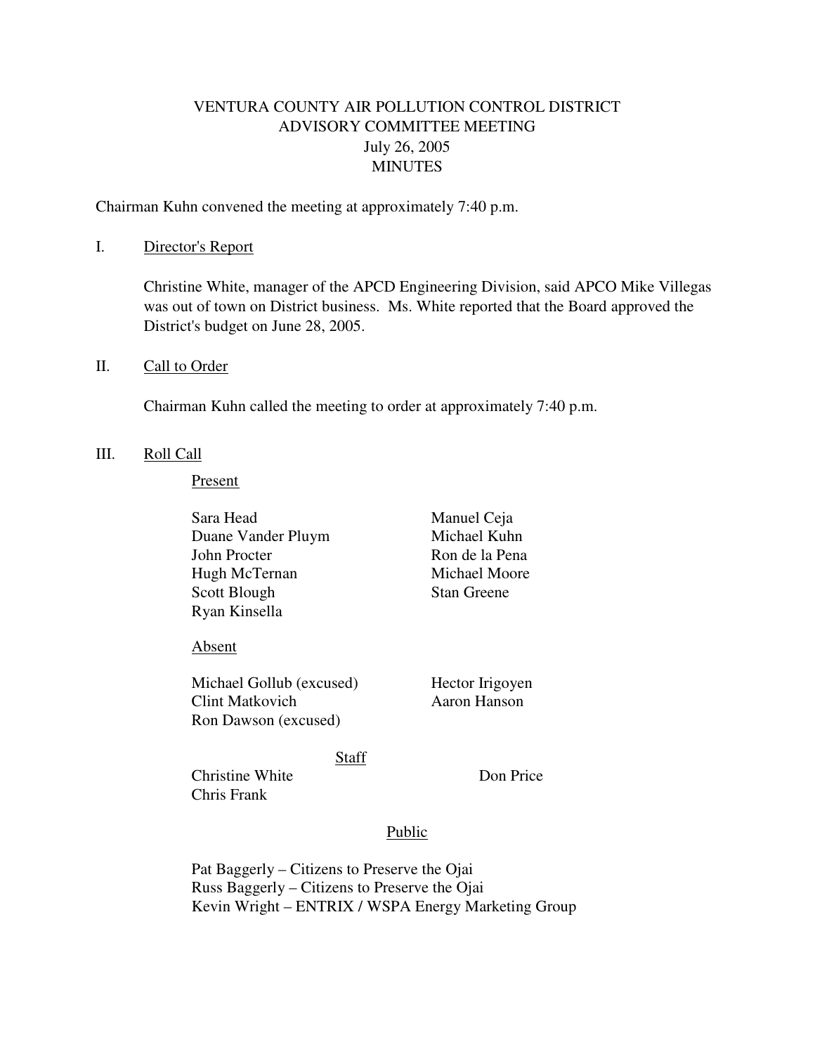# VENTURA COUNTY AIR POLLUTION CONTROL DISTRICT
## ADVISORY COMMITTEE MEETING
### July 26, 2005
### MINUTES

Chairman Kuhn convened the meeting at approximately 7:40 p.m.

I. Director's Report

Christine White, manager of the APCD Engineering Division, said APCO Mike Villegas was out of town on District business. Ms. White reported that the Board approved the District's budget on June 28, 2005.

II. Call to Order

Chairman Kuhn called the meeting to order at approximately 7:40 p.m.

III. Roll Call

Present

Sara Head
Duane Vander Pluym
John Procter
Hugh McTernan
Scott Blough
Ryan Kinsella
Manuel Ceja
Michael Kuhn
Ron de la Pena
Michael Moore
Stan Greene

Absent

Michael Gollub (excused)
Clint Matkovich
Ron Dawson (excused)
Hector Irigoyen
Aaron Hanson

Staff

Christine White
Chris Frank
Don Price

Public

Pat Baggerly – Citizens to Preserve the Ojai
Russ Baggerly – Citizens to Preserve the Ojai
Kevin Wright – ENTRIX / WSPA Energy Marketing Group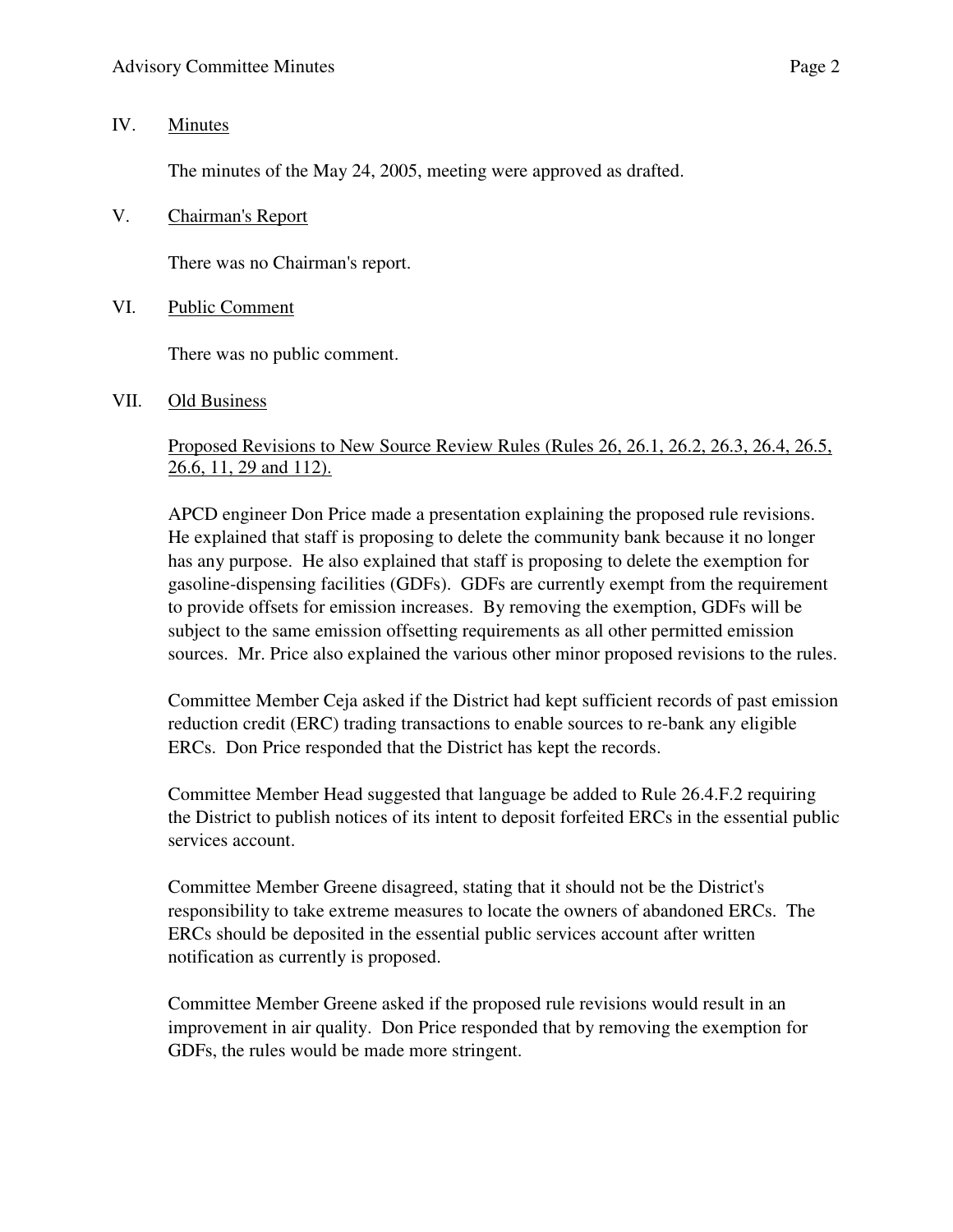IV. Minutes

The minutes of the May 24, 2005, meeting were approved as drafted.

V. Chairman's Report

There was no Chairman's report.

VI. Public Comment

There was no public comment.

VII. Old Business

Proposed Revisions to New Source Review Rules (Rules 26, 26.1, 26.2, 26.3, 26.4, 26.5, 26.6, 11, 29 and 112).

APCD engineer Don Price made a presentation explaining the proposed rule revisions. He explained that staff is proposing to delete the community bank because it no longer has any purpose. He also explained that staff is proposing to delete the exemption for gasoline-dispensing facilities (GDFs). GDFs are currently exempt from the requirement to provide offsets for emission increases. By removing the exemption, GDFs will be subject to the same emission offsetting requirements as all other permitted emission sources. Mr. Price also explained the various other minor proposed revisions to the rules.

Committee Member Ceja asked if the District had kept sufficient records of past emission reduction credit (ERC) trading transactions to enable sources to re-bank any eligible ERCs. Don Price responded that the District has kept the records.

Committee Member Head suggested that language be added to Rule 26.4.F.2 requiring the District to publish notices of its intent to deposit forfeited ERCs in the essential public services account.

Committee Member Greene disagreed, stating that it should not be the District's responsibility to take extreme measures to locate the owners of abandoned ERCs. The ERCs should be deposited in the essential public services account after written notification as currently is proposed.

Committee Member Greene asked if the proposed rule revisions would result in an improvement in air quality. Don Price responded that by removing the exemption for GDFs, the rules would be made more stringent.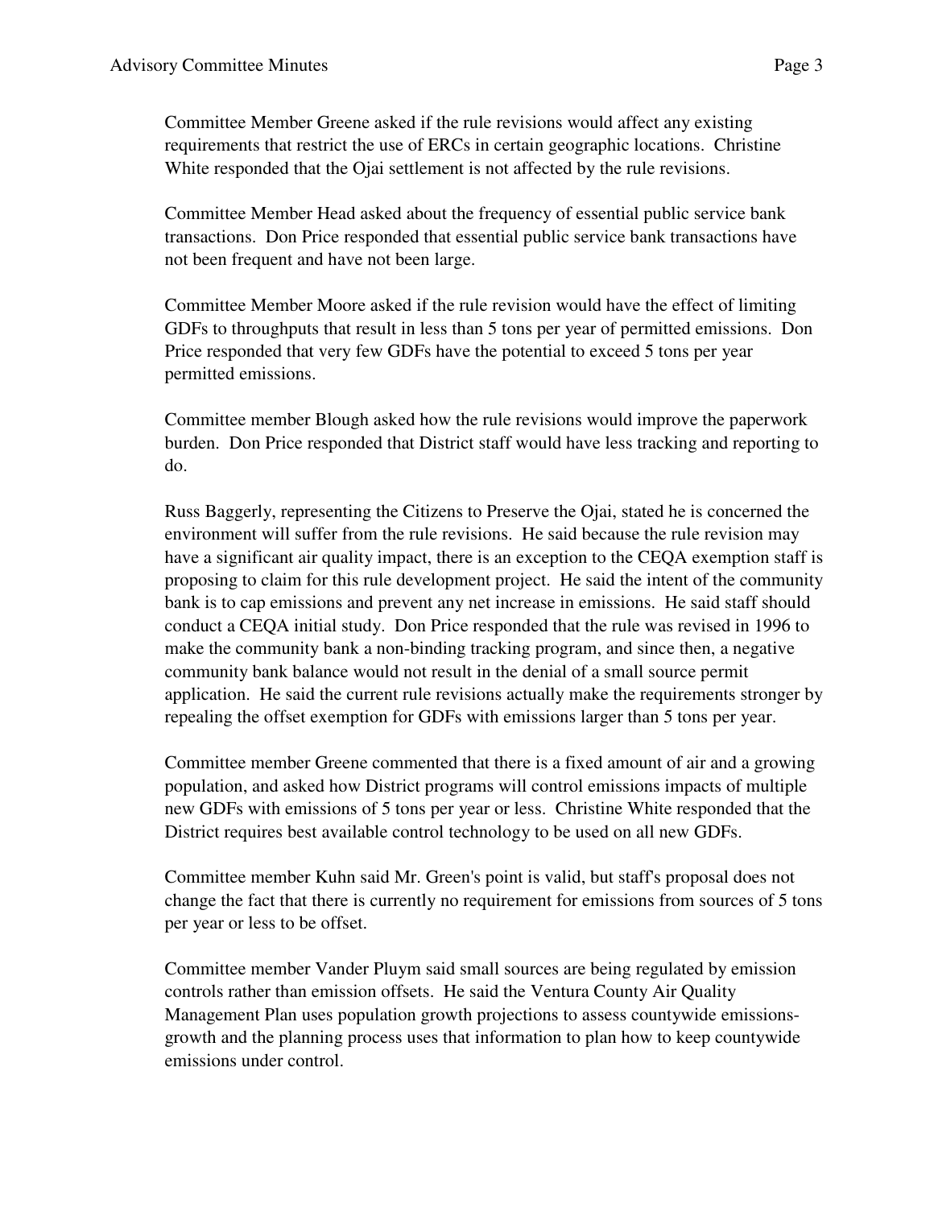Committee Member Greene asked if the rule revisions would affect any existing requirements that restrict the use of ERCs in certain geographic locations. Christine White responded that the Ojai settlement is not affected by the rule revisions.

Committee Member Head asked about the frequency of essential public service bank transactions. Don Price responded that essential public service bank transactions have not been frequent and have not been large.

Committee Member Moore asked if the rule revision would have the effect of limiting GDFs to throughputs that result in less than 5 tons per year of permitted emissions. Don Price responded that very few GDFs have the potential to exceed 5 tons per year permitted emissions.

Committee member Blough asked how the rule revisions would improve the paperwork burden. Don Price responded that District staff would have less tracking and reporting to do.

Russ Baggerly, representing the Citizens to Preserve the Ojai, stated he is concerned the environment will suffer from the rule revisions. He said because the rule revision may have a significant air quality impact, there is an exception to the CEQA exemption staff is proposing to claim for this rule development project. He said the intent of the community bank is to cap emissions and prevent any net increase in emissions. He said staff should conduct a CEQA initial study. Don Price responded that the rule was revised in 1996 to make the community bank a non-binding tracking program, and since then, a negative community bank balance would not result in the denial of a small source permit application. He said the current rule revisions actually make the requirements stronger by repealing the offset exemption for GDFs with emissions larger than 5 tons per year.

Committee member Greene commented that there is a fixed amount of air and a growing population, and asked how District programs will control emissions impacts of multiple new GDFs with emissions of 5 tons per year or less. Christine White responded that the District requires best available control technology to be used on all new GDFs.

Committee member Kuhn said Mr. Green's point is valid, but staff's proposal does not change the fact that there is currently no requirement for emissions from sources of 5 tons per year or less to be offset.

Committee member Vander Pluym said small sources are being regulated by emission controls rather than emission offsets. He said the Ventura County Air Quality Management Plan uses population growth projections to assess countywide emissions-growth and the planning process uses that information to plan how to keep countywide emissions under control.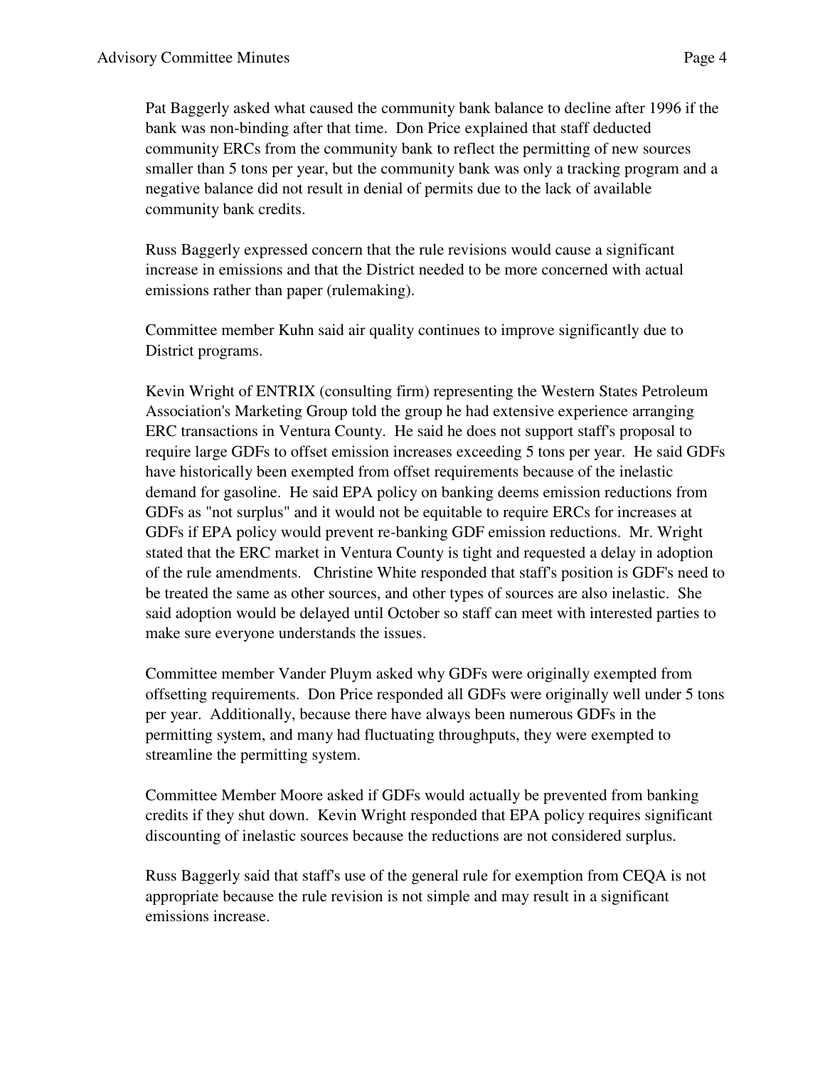Pat Baggerly asked what caused the community bank balance to decline after 1996 if the bank was non-binding after that time. Don Price explained that staff deducted community ERCs from the community bank to reflect the permitting of new sources smaller than 5 tons per year, but the community bank was only a tracking program and a negative balance did not result in denial of permits due to the lack of available community bank credits.

Russ Baggerly expressed concern that the rule revisions would cause a significant increase in emissions and that the District needed to be more concerned with actual emissions rather than paper (rulemaking).

Committee member Kuhn said air quality continues to improve significantly due to District programs.

Kevin Wright of ENTRIX (consulting firm) representing the Western States Petroleum Association's Marketing Group told the group he had extensive experience arranging ERC transactions in Ventura County. He said he does not support staff's proposal to require large GDFs to offset emission increases exceeding 5 tons per year. He said GDFs have historically been exempted from offset requirements because of the inelastic demand for gasoline. He said EPA policy on banking deems emission reductions from GDFs as "not surplus" and it would not be equitable to require ERCs for increases at GDFs if EPA policy would prevent re-banking GDF emission reductions. Mr. Wright stated that the ERC market in Ventura County is tight and requested a delay in adoption of the rule amendments. Christine White responded that staff's position is GDF's need to be treated the same as other sources, and other types of sources are also inelastic. She said adoption would be delayed until October so staff can meet with interested parties to make sure everyone understands the issues.

Committee member Vander Pluym asked why GDFs were originally exempted from offsetting requirements. Don Price responded all GDFs were originally well under 5 tons per year. Additionally, because there have always been numerous GDFs in the permitting system, and many had fluctuating throughputs, they were exempted to streamline the permitting system.

Committee Member Moore asked if GDFs would actually be prevented from banking credits if they shut down. Kevin Wright responded that EPA policy requires significant discounting of inelastic sources because the reductions are not considered surplus.

Russ Baggerly said that staff's use of the general rule for exemption from CEQA is not appropriate because the rule revision is not simple and may result in a significant emissions increase.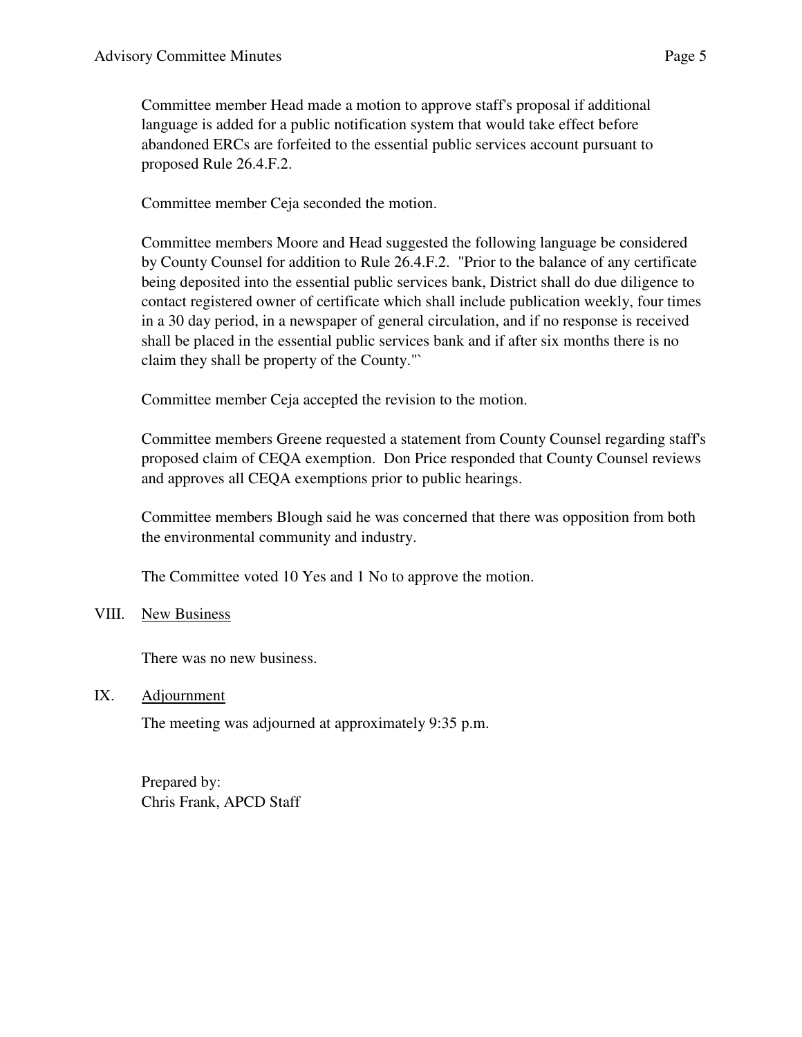Committee member Head made a motion to approve staff's proposal if additional language is added for a public notification system that would take effect before abandoned ERCs are forfeited to the essential public services account pursuant to proposed Rule 26.4.F.2.

Committee member Ceja seconded the motion.

Committee members Moore and Head suggested the following language be considered by County Counsel for addition to Rule 26.4.F.2. "Prior to the balance of any certificate being deposited into the essential public services bank, District shall do due diligence to contact registered owner of certificate which shall include publication weekly, four times in a 30 day period, in a newspaper of general circulation, and if no response is received shall be placed in the essential public services bank and if after six months there is no claim they shall be property of the County."`

Committee member Ceja accepted the revision to the motion.

Committee members Greene requested a statement from County Counsel regarding staff's proposed claim of CEQA exemption. Don Price responded that County Counsel reviews and approves all CEQA exemptions prior to public hearings.

Committee members Blough said he was concerned that there was opposition from both the environmental community and industry.

The Committee voted 10 Yes and 1 No to approve the motion.

## VIII. New Business

There was no new business.

## IX. Adjournment

The meeting was adjourned at approximately 9:35 p.m.

Prepared by:
Chris Frank, APCD Staff